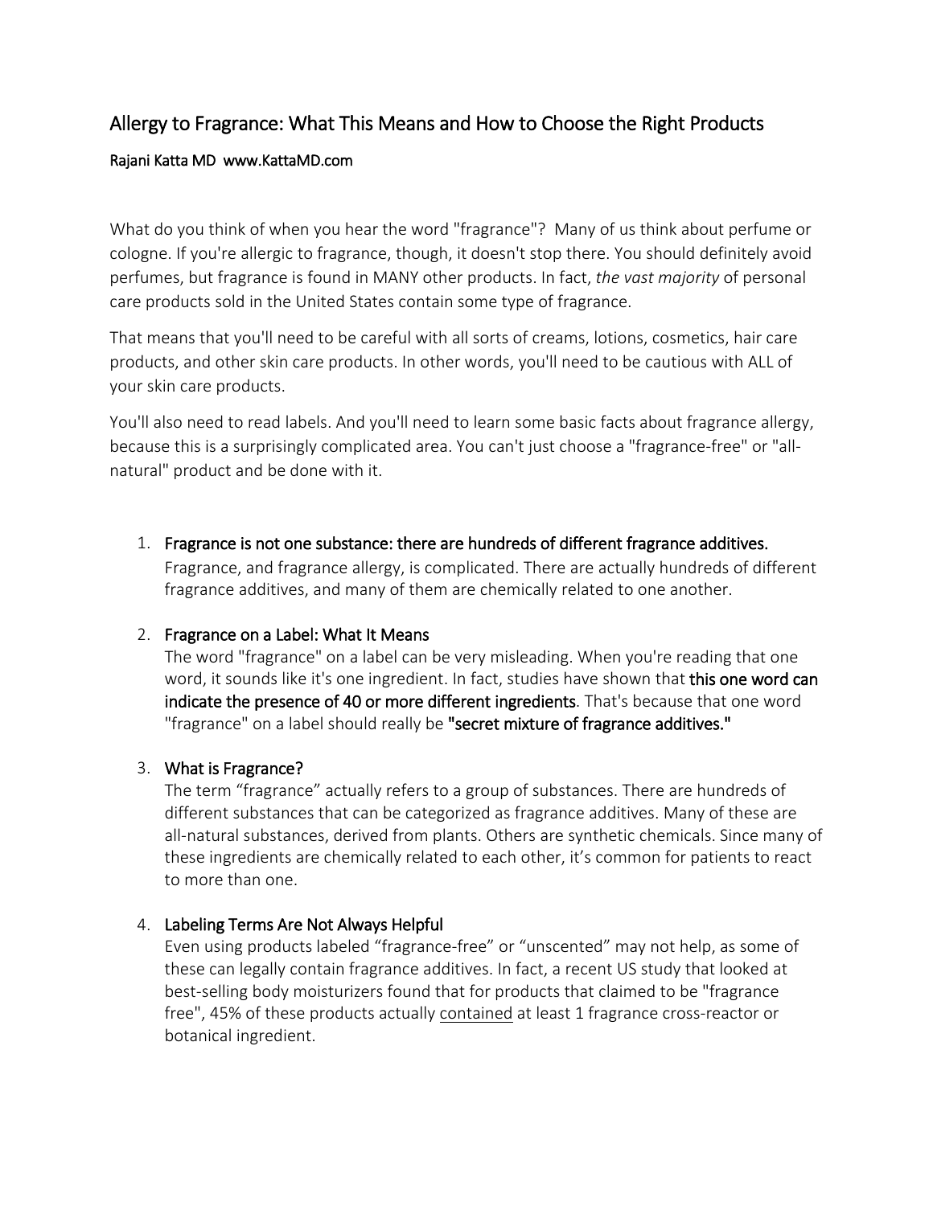# Allergy to Fragrance: What This Means and How to Choose the Right Products

**Rajani Katta MD www.KattaMD.com**

What do you think of when you hear the word "fragrance"? Many of us think about perfume or cologne. If you're allergic to fragrance, though, it doesn't stop there. You should definitely avoid perfumes, but fragrance is found in MANY other products. In fact, *the vast majority* of personal care products sold in the United States contain some type of fragrance.

That means that you'll need to be careful with all sorts of creams, lotions, cosmetics, hair care products, and other skin care products. In other words, you'll need to be cautious with ALL of your skin care products.

You'll also need to read labels. And you'll need to learn some basic facts about fragrance allergy, because this is a surprisingly complicated area. You can't just choose a "fragrance-free" or "all-natural" product and be done with it.

1. **Fragrance is not one substance: there are hundreds of different fragrance additives.**
   Fragrance, and fragrance allergy, is complicated. There are actually hundreds of different fragrance additives, and many of them are chemically related to one another.

2. **Fragrance on a Label: What It Means**
   The word "fragrance" on a label can be very misleading. When you're reading that one word, it sounds like it's one ingredient. In fact, studies have shown that **this one word can indicate the presence of 40 or more different ingredients**. That's because that one word "fragrance" on a label should really be **"secret mixture of fragrance additives."**

3. **What is Fragrance?**
   The term "fragrance" actually refers to a group of substances. There are hundreds of different substances that can be categorized as fragrance additives. Many of these are all-natural substances, derived from plants. Others are synthetic chemicals. Since many of these ingredients are chemically related to each other, it's common for patients to react to more than one.

4. **Labeling Terms Are Not Always Helpful**
   Even using products labeled "fragrance-free" or "unscented" may not help, as some of these can legally contain fragrance additives. In fact, a recent US study that looked at best-selling body moisturizers found that for products that claimed to be "fragrance free", 45% of these products actually <u>contained</u> at least 1 fragrance cross-reactor or botanical ingredient.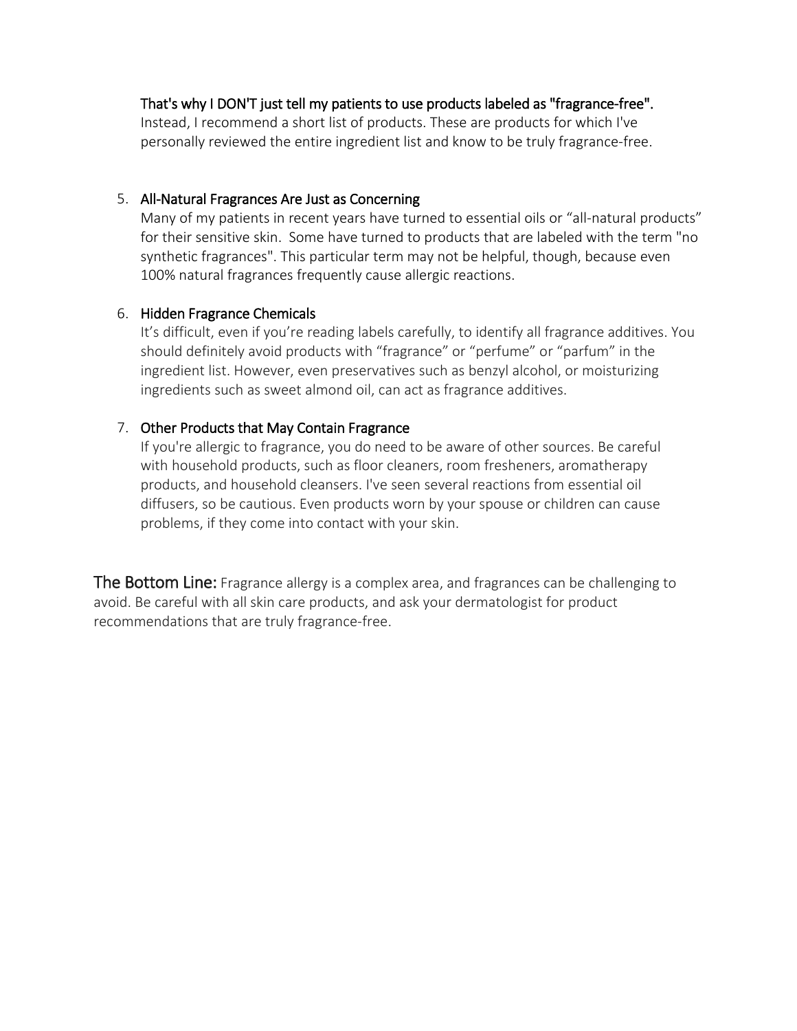**That's why I DON'T just tell my patients to use products labeled as "fragrance-free".**
Instead, I recommend a short list of products. These are products for which I've personally reviewed the entire ingredient list and know to be truly fragrance-free.

5. **All-Natural Fragrances Are Just as Concerning**
   Many of my patients in recent years have turned to essential oils or "all-natural products" for their sensitive skin. Some have turned to products that are labeled with the term "no synthetic fragrances". This particular term may not be helpful, though, because even 100% natural fragrances frequently cause allergic reactions.

6. **Hidden Fragrance Chemicals**
   It's difficult, even if you're reading labels carefully, to identify all fragrance additives. You should definitely avoid products with "fragrance" or "perfume" or "parfum" in the ingredient list. However, even preservatives such as benzyl alcohol, or moisturizing ingredients such as sweet almond oil, can act as fragrance additives.

7. **Other Products that May Contain Fragrance**
   If you're allergic to fragrance, you do need to be aware of other sources. Be careful with household products, such as floor cleaners, room fresheners, aromatherapy products, and household cleansers. I've seen several reactions from essential oil diffusers, so be cautious. Even products worn by your spouse or children can cause problems, if they come into contact with your skin.

**The Bottom Line:** Fragrance allergy is a complex area, and fragrances can be challenging to avoid. Be careful with all skin care products, and ask your dermatologist for product recommendations that are truly fragrance-free.